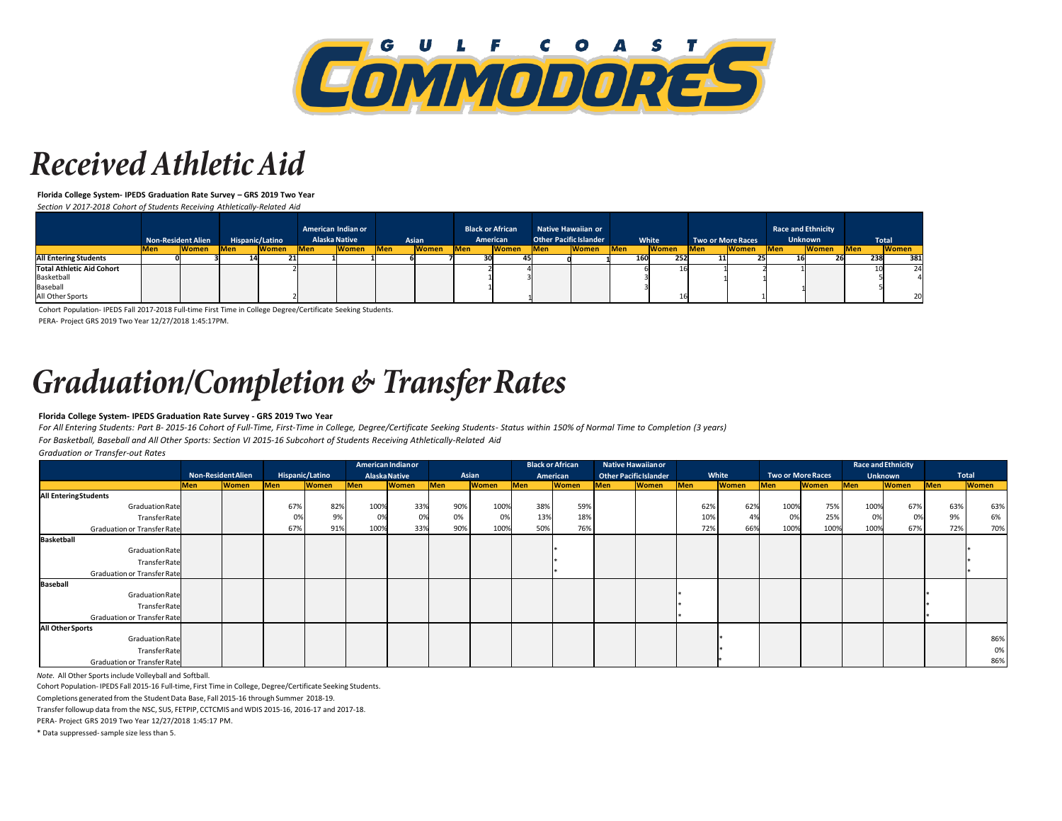# GULF COAST COMMODORES

# *Received Athletic Aid*

**Florida College System- IPEDS Graduation Rate Survey – GRS 2019 Two Year**

*Section V 2017-2018 Cohort of Students Receiving Athletically-Related Aid*

| | Non-Resident Alien | | Hispanic/Latino | | American Indian or Alaska Native | | Asian | | Black or African American | | Native Hawaiian or Other Pacific Islander | | White | | Two or More Races | | Race and Ethnicity Unknown | | Total | |
|---|---|---|---|---|---|---|---|---|---|---|---|---|---|---|---|---|---|---|---|---|
| | Men | Women | Men | Women | Men | Women | Men | Women | Men | Women | Men | Women | Men | Women | Men | Women | Men | Women | Men | Women |
| **All Entering Students** | 0 | 3 | 14 | 21 | 1 | 1 | 6 | 7 | 30 | 45 | 0 | 1 | 160 | 252 | 11 | 25 | 16 | 26 | 238 | 381 |
| **Total Athletic Aid Cohort** | | | | 2 | | | | | 2 | 4 | | | 6 | 16 | 1 | 2 | 1 | | 10 | 24 |
| Basketball | | | | | | | | | 1 | 3 | | | 3 | | | 1 | | | 5 | 4 |
| Baseball | | | | | | | | | 1 | | | | 3 | | | | 1 | | 5 | |
| All Other Sports | | | | 2 | | | | | | 1 | | | | 16 | | 1 | | | | 20 |

Cohort Population- IPEDS Fall 2017-2018 Full-time First Time in College Degree/Certificate Seeking Students.

PERA- Project GRS 2019 Two Year 12/27/2018 1:45:17PM.

# *Graduation/Completion & Transfer Rates*

**Florida College System- IPEDS Graduation Rate Survey - GRS 2019 Two Year**

*For All Entering Students: Part B- 2015-16 Cohort of Full-Time, First-Time in College, Degree/Certificate Seeking Students- Status within 150% of Normal Time to Completion (3 years)*

*For Basketball, Baseball and All Other Sports: Section VI 2015-16 Subcohort of Students Receiving Athletically-Related Aid*

*Graduation or Transfer-out Rates*

| | Non-Resident Alien | | Hispanic/Latino | | American Indian or Alaska Native | | Asian | | Black or African American | | Native Hawaiian or Other Pacific Islander | | White | | Two or More Races | | Race and Ethnicity Unknown | | Total | |
|---|---|---|---|---|---|---|---|---|---|---|---|---|---|---|---|---|---|---|---|---|
| | Men | Women | Men | Women | Men | Women | Men | Women | Men | Women | Men | Women | Men | Women | Men | Women | Men | Women | Men | Women |
| **All Entering Students** | | | | | | | | | | | | | | | | | | | | |
| Graduation Rate | | | 67% | 82% | 100% | 33% | 90% | 100% | 38% | 59% | | | 62% | 62% | 100% | 75% | 100% | 67% | 63% | 63% |
| Transfer Rate | | | 0% | 9% | 0% | 0% | 0% | 0% | 13% | 18% | | | 10% | 4% | 0% | 25% | 0% | 0% | 9% | 6% |
| Graduation or Transfer Rate | | | 67% | 91% | 100% | 33% | 90% | 100% | 50% | 76% | | | 72% | 66% | 100% | 100% | 100% | 67% | 72% | 70% |
| **Basketball** | | | | | | | | | | | | | | | | | | | | |
| Graduation Rate | | | | | | | | | | * | | | | | | | | | | * |
| Transfer Rate | | | | | | | | | | * | | | | | | | | | | * |
| Graduation or Transfer Rate | | | | | | | | | | * | | | | | | | | | | * |
| **Baseball** | | | | | | | | | | | | | | | | | | | | |
| Graduation Rate | | | | | | | | | | | | | * | | | | | | * | |
| Transfer Rate | | | | | | | | | | | | | * | | | | | | * | |
| Graduation or Transfer Rate | | | | | | | | | | | | | * | | | | | | * | |
| **All Other Sports** | | | | | | | | | | | | | | | | | | | | |
| Graduation Rate | | | | | | | | | | | | | | * | | | | | | 86% |
| Transfer Rate | | | | | | | | | | | | | | * | | | | | | 0% |
| Graduation or Transfer Rate | | | | | | | | | | | | | | * | | | | | | 86% |

*Note.* All Other Sports include Volleyball and Softball.

Cohort Population- IPEDS Fall 2015-16 Full-time, First Time in College, Degree/Certificate Seeking Students.

Completions generated from the Student Data Base, Fall 2015-16 through Summer 2018-19.

Transfer followup data from the NSC, SUS, FETPIP, CCTCMIS and WDIS 2015-16, 2016-17 and 2017-18.

PERA- Project GRS 2019 Two Year 12/27/2018 1:45:17 PM.

* Data suppressed- sample size less than 5.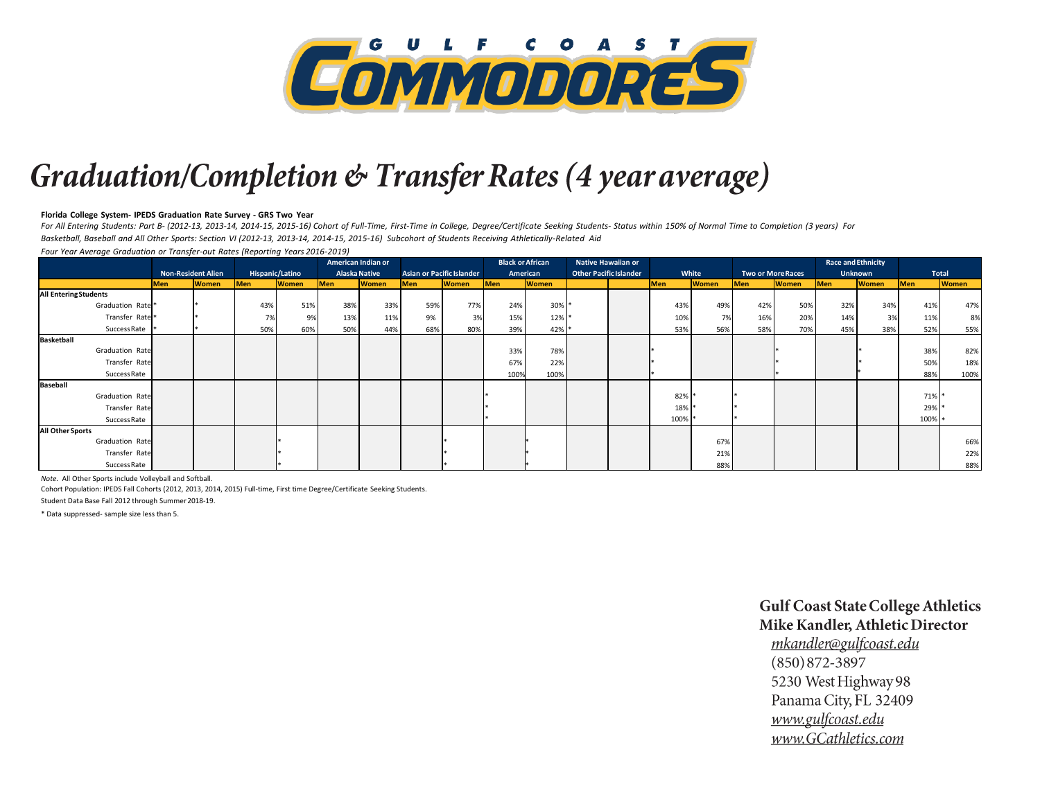# Graduation/Completion & Transfer Rates (4 year average)

**Florida College System- IPEDS Graduation Rate Survey - GRS Two Year**

*For All Entering Students: Part B- (2012-13, 2013-14, 2014-15, 2015-16) Cohort of Full-Time, First-Time in College, Degree/Certificate Seeking Students- Status within 150% of Normal Time to Completion (3 years) For Basketball, Baseball and All Other Sports: Section VI (2012-13, 2013-14, 2014-15, 2015-16) Subcohort of Students Receiving Athletically-Related Aid*

*Four Year Average Graduation or Transfer-out Rates (Reporting Years 2016-2019)*

| | Non-Resident Alien | | Hispanic/Latino | | American Indian or Alaska Native | | Asian or Pacific Islander | | Black or African American | | Native Hawaiian or Other Pacific Islander | | White | | Two or More Races | | Race and Ethnicity Unknown | | Total | |
|---|---|---|---|---|---|---|---|---|---|---|---|---|---|---|---|---|---|---|---|---|
| | Men | Women | Men | Women | Men | Women | Men | Women | Men | Women | | | Men | Women | Men | Women | Men | Women | Men | Women |
| **All Entering Students** | | | | | | | | | | | | | | | | | | | | |
| Graduation Rate | * | * | 43% | 51% | 38% | 33% | 59% | 77% | 24% | 30% | * | | 43% | 49% | 42% | 50% | 32% | 34% | 41% | 47% |
| Transfer Rate | * | * | 7% | 9% | 13% | 11% | 9% | 3% | 15% | 12% | * | | 10% | 7% | 16% | 20% | 14% | 3% | 11% | 8% |
| Success Rate | * | * | 50% | 60% | 50% | 44% | 68% | 80% | 39% | 42% | * | | 53% | 56% | 58% | 70% | 45% | 38% | 52% | 55% |
| **Basketball** | | | | | | | | | | | | | | | | | | | | |
| Graduation Rate | | | | | | | | | 33% | 78% | | | * | | | * | | * | 38% | 82% |
| Transfer Rate | | | | | | | | | 67% | 22% | | | * | | | * | | * | 50% | 18% |
| Success Rate | | | | | | | | | 100% | 100% | | | * | | | * | | * | 88% | 100% |
| **Baseball** | | | | | | | | | | | | | | | | | | | | |
| Graduation Rate | | | | | | | | | * | | | | 82% | * | * | | | | 71% | * |
| Transfer Rate | | | | | | | | | * | | | | 18% | * | * | | | | 29% | * |
| Success Rate | | | | | | | | | * | | | | 100% | * | * | | | | 100% | * |
| **All Other Sports** | | | | | | | | | | | | | | | | | | | | |
| Graduation Rate | | | | * | | | | * | | * | | | | 67% | | | | | | 66% |
| Transfer Rate | | | | * | | | | * | | * | | | | 21% | | | | | | 22% |
| Success Rate | | | | * | | | | * | | * | | | | 88% | | | | | | 88% |

*Note.* All Other Sports include Volleyball and Softball.

Cohort Population: IPEDS Fall Cohorts (2012, 2013, 2014, 2015) Full-time, First time Degree/Certificate Seeking Students.

Student Data Base Fall 2012 through Summer 2018-19.

* Data suppressed- sample size less than 5.

**Gulf Coast State College Athletics**
**Mike Kandler, Athletic Director**
mkandler@gulfcoast.edu
(850) 872-3897
5230 West Highway 98
Panama City, FL 32409
www.gulfcoast.edu
www.GCathletics.com